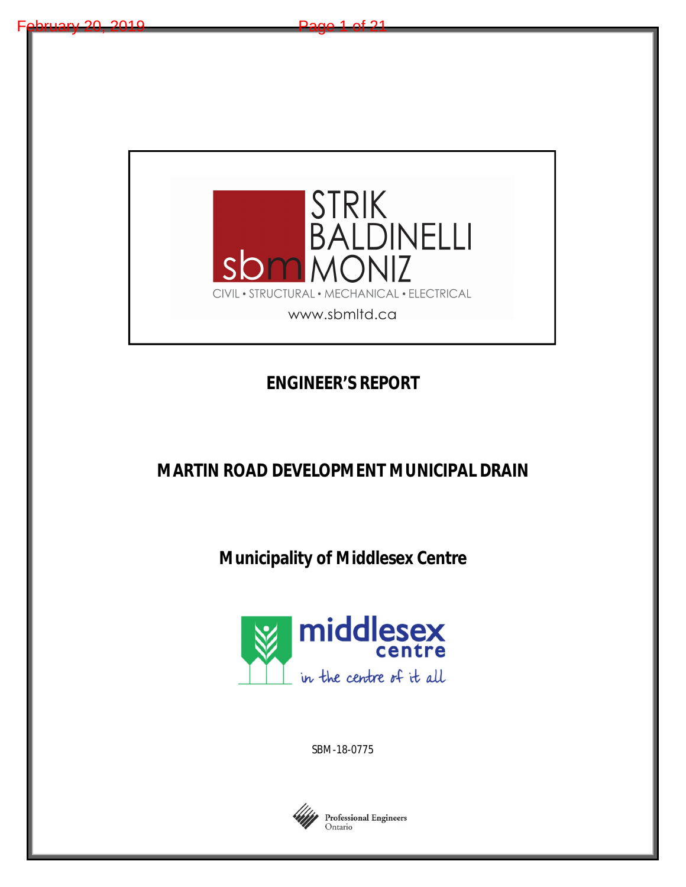STRIK BALDINELLI MONIZ

CIVIL • STRUCTURAL • MECHANICAL • ELECTRICAL

www.sbmltd.ca

# ENGINEER'S REPORT

## MARTIN ROAD DEVELOPMENT MUNICIPAL DRAIN

## Municipality of Middlesex Centre

middlesex centre

in the centre of it all

SBM-18-0775

Professional Engineers Ontario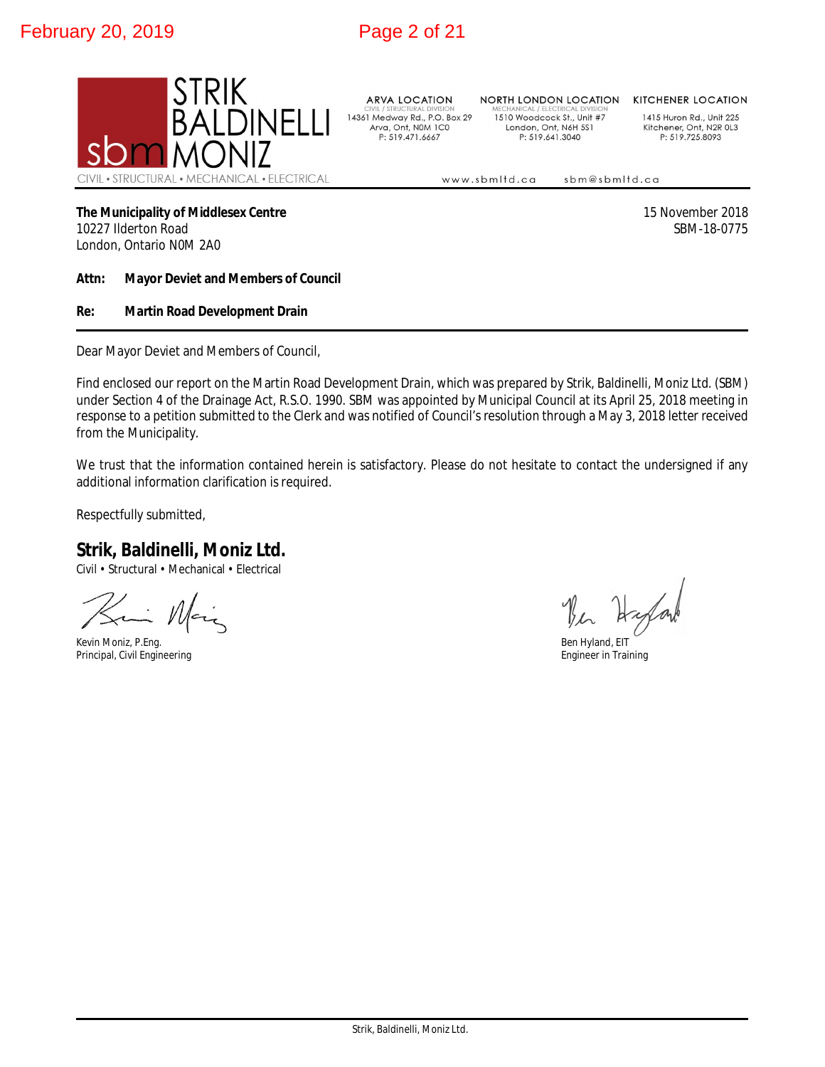**STRIK BALDINELLI MONIZ**
sbm
CIVIL • STRUCTURAL • MECHANICAL • ELECTRICAL

ARVA LOCATION
CIVIL / STRUCTURAL DIVISION
14361 Medway Rd., P.O. Box 29
Arva, Ont, N0M 1C0
P: 519.471.6667

NORTH LONDON LOCATION
MECHANICAL / ELECTRICAL DIVISION
1510 Woodcock St., Unit #7
London, Ont, N6H 5S1
P: 519.641.3040

KITCHENER LOCATION
1415 Huron Rd., Unit 225
Kitchener, Ont, N2R 0L3
P: 519.725.8093

www.sbmltd.ca sbm@sbmltd.ca

**The Municipality of Middlesex Centre**
10227 Ilderton Road
London, Ontario N0M 2A0

15 November 2018
SBM-18-0775

**Attn: Mayor Deviet and Members of Council**

**Re: Martin Road Development Drain**

Dear Mayor Deviet and Members of Council,

Find enclosed our report on the Martin Road Development Drain, which was prepared by Strik, Baldinelli, Moniz Ltd. (SBM) under Section 4 of the Drainage Act, R.S.O. 1990. SBM was appointed by Municipal Council at its April 25, 2018 meeting in response to a petition submitted to the Clerk and was notified of Council's resolution through a May 3, 2018 letter received from the Municipality.

We trust that the information contained herein is satisfactory. Please do not hesitate to contact the undersigned if any additional information clarification is required.

Respectfully submitted,

**Strik, Baldinelli, Moniz Ltd.**
Civil • Structural • Mechanical • Electrical

Kevin Moniz, P.Eng.
Principal, Civil Engineering

Ben Hyland, EIT
Engineer in Training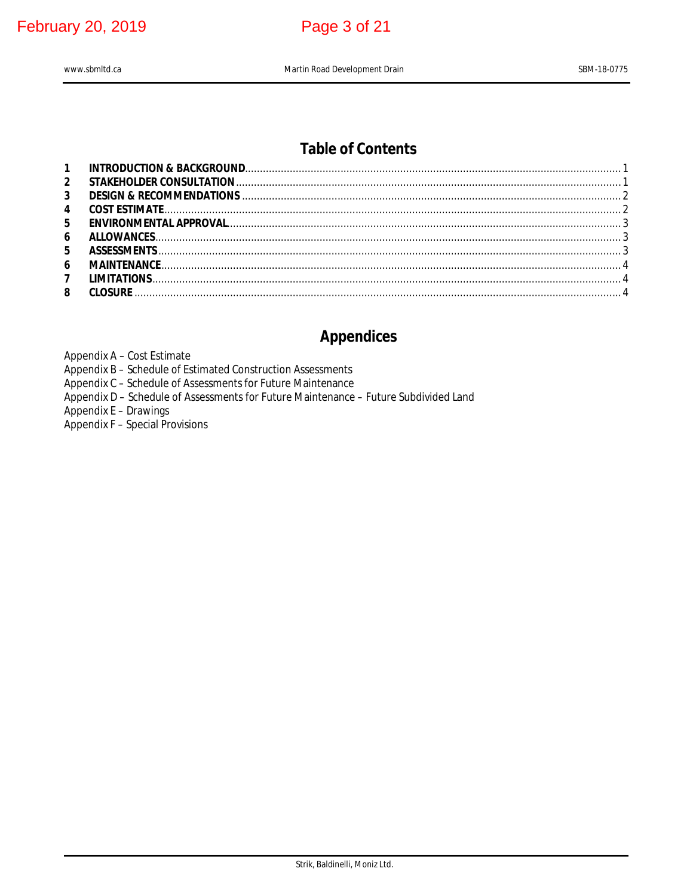# Table of Contents

| | | |
|---|---|---|
| 1 | **INTRODUCTION & BACKGROUND** | 1 |
| 2 | **STAKEHOLDER CONSULTATION** | 1 |
| 3 | **DESIGN & RECOMMENDATIONS** | 2 |
| 4 | **COST ESTIMATE** | 2 |
| 5 | **ENVIRONMENTAL APPROVAL** | 3 |
| 6 | **ALLOWANCES** | 3 |
| 5 | **ASSESSMENTS** | 3 |
| 6 | **MAINTENANCE** | 4 |
| 7 | **LIMITATIONS** | 4 |
| 8 | **CLOSURE** | 4 |

# Appendices

Appendix A – Cost Estimate
Appendix B – Schedule of Estimated Construction Assessments
Appendix C – Schedule of Assessments for Future Maintenance
Appendix D – Schedule of Assessments for Future Maintenance – Future Subdivided Land
Appendix E – Drawings
Appendix F – Special Provisions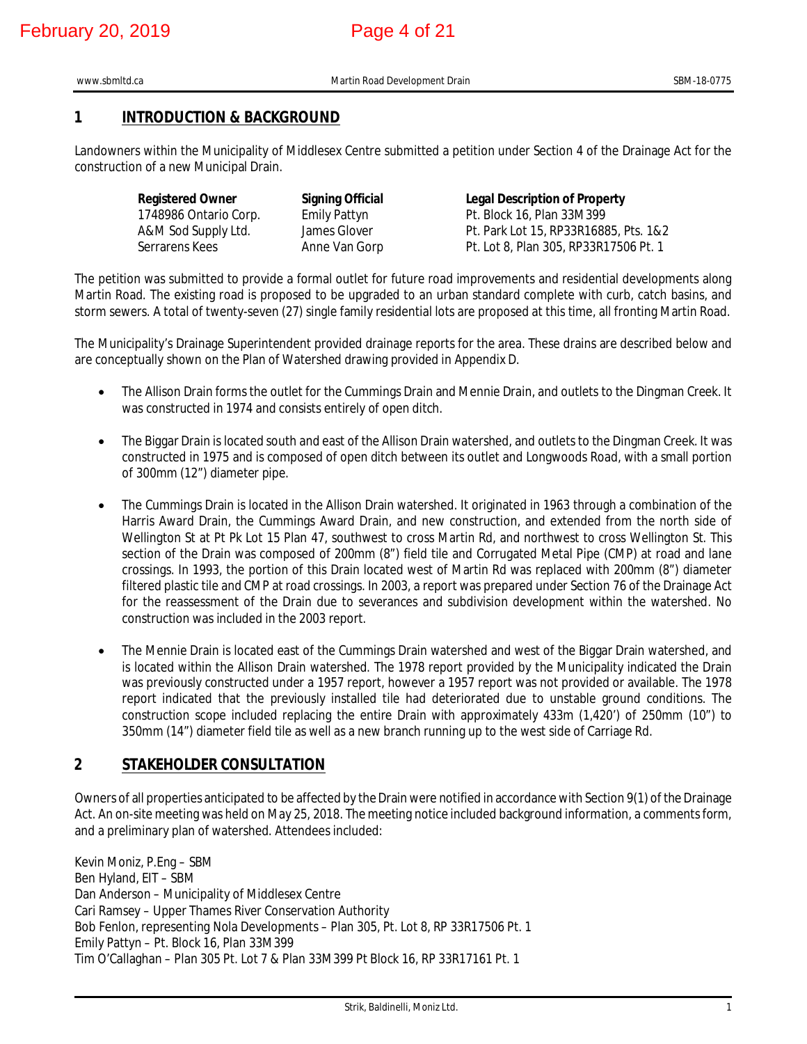## 1 INTRODUCTION & BACKGROUND

Landowners within the Municipality of Middlesex Centre submitted a petition under Section 4 of the Drainage Act for the construction of a new Municipal Drain.

| Registered Owner | Signing Official | Legal Description of Property |
|---|---|---|
| 1748986 Ontario Corp. | Emily Pattyn | Pt. Block 16, Plan 33M399 |
| A&M Sod Supply Ltd. | James Glover | Pt. Park Lot 15, RP33R16885, Pts. 1&2 |
| Serrarens Kees | Anne Van Gorp | Pt. Lot 8, Plan 305, RP33R17506 Pt. 1 |

The petition was submitted to provide a formal outlet for future road improvements and residential developments along Martin Road. The existing road is proposed to be upgraded to an urban standard complete with curb, catch basins, and storm sewers. A total of twenty-seven (27) single family residential lots are proposed at this time, all fronting Martin Road.

The Municipality's Drainage Superintendent provided drainage reports for the area. These drains are described below and are conceptually shown on the Plan of Watershed drawing provided in Appendix D.

- The Allison Drain forms the outlet for the Cummings Drain and Mennie Drain, and outlets to the Dingman Creek. It was constructed in 1974 and consists entirely of open ditch.
- The Biggar Drain is located south and east of the Allison Drain watershed, and outlets to the Dingman Creek. It was constructed in 1975 and is composed of open ditch between its outlet and Longwoods Road, with a small portion of 300mm (12") diameter pipe.
- The Cummings Drain is located in the Allison Drain watershed. It originated in 1963 through a combination of the Harris Award Drain, the Cummings Award Drain, and new construction, and extended from the north side of Wellington St at Pt Pk Lot 15 Plan 47, southwest to cross Martin Rd, and northwest to cross Wellington St. This section of the Drain was composed of 200mm (8") field tile and Corrugated Metal Pipe (CMP) at road and lane crossings. In 1993, the portion of this Drain located west of Martin Rd was replaced with 200mm (8") diameter filtered plastic tile and CMP at road crossings. In 2003, a report was prepared under Section 76 of the Drainage Act for the reassessment of the Drain due to severances and subdivision development within the watershed. No construction was included in the 2003 report.
- The Mennie Drain is located east of the Cummings Drain watershed and west of the Biggar Drain watershed, and is located within the Allison Drain watershed. The 1978 report provided by the Municipality indicated the Drain was previously constructed under a 1957 report, however a 1957 report was not provided or available. The 1978 report indicated that the previously installed tile had deteriorated due to unstable ground conditions. The construction scope included replacing the entire Drain with approximately 433m (1,420') of 250mm (10") to 350mm (14") diameter field tile as well as a new branch running up to the west side of Carriage Rd.

## 2 STAKEHOLDER CONSULTATION

Owners of all properties anticipated to be affected by the Drain were notified in accordance with Section 9(1) of the Drainage Act. An on-site meeting was held on May 25, 2018. The meeting notice included background information, a comments form, and a preliminary plan of watershed. Attendees included:

Kevin Moniz, P.Eng – SBM
Ben Hyland, EIT – SBM
Dan Anderson – Municipality of Middlesex Centre
Cari Ramsey – Upper Thames River Conservation Authority
Bob Fenlon, representing Nola Developments – Plan 305, Pt. Lot 8, RP 33R17506 Pt. 1
Emily Pattyn – Pt. Block 16, Plan 33M399
Tim O'Callaghan – Plan 305 Pt. Lot 7 & Plan 33M399 Pt Block 16, RP 33R17161 Pt. 1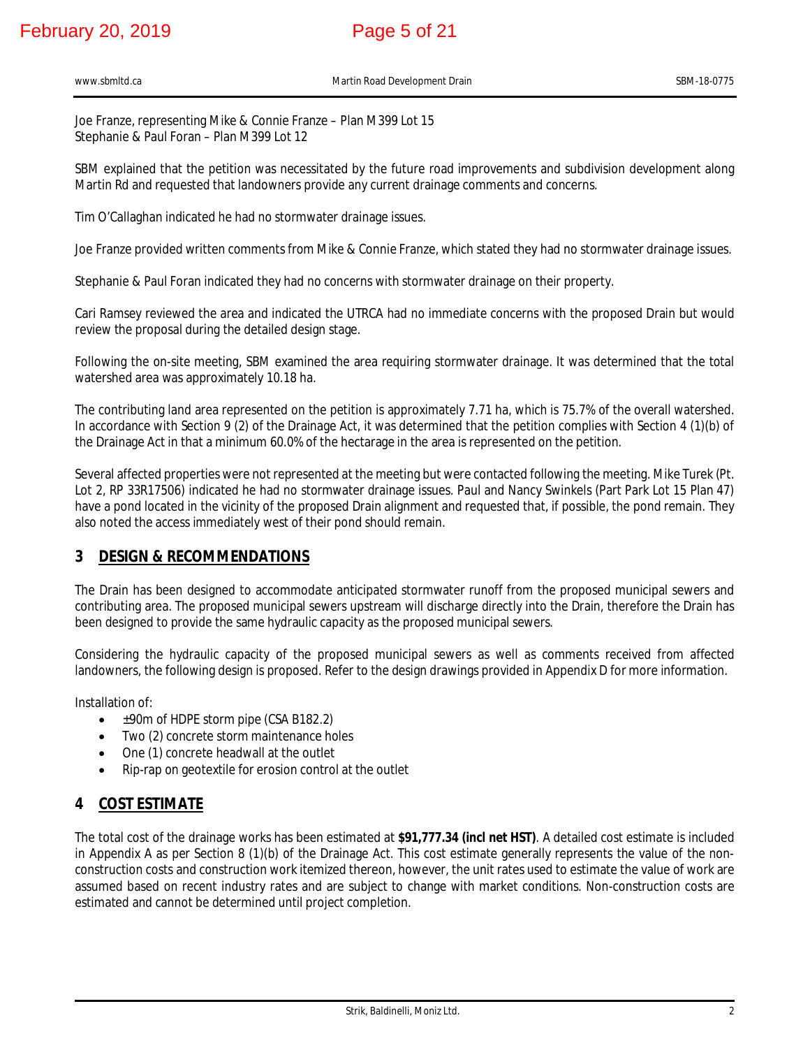Joe Franze, representing Mike & Connie Franze – Plan M399 Lot 15
Stephanie & Paul Foran – Plan M399 Lot 12

SBM explained that the petition was necessitated by the future road improvements and subdivision development along Martin Rd and requested that landowners provide any current drainage comments and concerns.

Tim O'Callaghan indicated he had no stormwater drainage issues.

Joe Franze provided written comments from Mike & Connie Franze, which stated they had no stormwater drainage issues.

Stephanie & Paul Foran indicated they had no concerns with stormwater drainage on their property.

Cari Ramsey reviewed the area and indicated the UTRCA had no immediate concerns with the proposed Drain but would review the proposal during the detailed design stage.

Following the on-site meeting, SBM examined the area requiring stormwater drainage. It was determined that the total watershed area was approximately 10.18 ha.

The contributing land area represented on the petition is approximately 7.71 ha, which is 75.7% of the overall watershed. In accordance with Section 9 (2) of the Drainage Act, it was determined that the petition complies with Section 4 (1)(b) of the Drainage Act in that a minimum 60.0% of the hectarage in the area is represented on the petition.

Several affected properties were not represented at the meeting but were contacted following the meeting. Mike Turek (Pt. Lot 2, RP 33R17506) indicated he had no stormwater drainage issues. Paul and Nancy Swinkels (Part Park Lot 15 Plan 47) have a pond located in the vicinity of the proposed Drain alignment and requested that, if possible, the pond remain. They also noted the access immediately west of their pond should remain.

## 3 DESIGN & RECOMMENDATIONS

The Drain has been designed to accommodate anticipated stormwater runoff from the proposed municipal sewers and contributing area. The proposed municipal sewers upstream will discharge directly into the Drain, therefore the Drain has been designed to provide the same hydraulic capacity as the proposed municipal sewers.

Considering the hydraulic capacity of the proposed municipal sewers as well as comments received from affected landowners, the following design is proposed. Refer to the design drawings provided in Appendix D for more information.

Installation of:

- ±90m of HDPE storm pipe (CSA B182.2)
- Two (2) concrete storm maintenance holes
- One (1) concrete headwall at the outlet
- Rip-rap on geotextile for erosion control at the outlet

## 4 COST ESTIMATE

The total cost of the drainage works has been estimated at **$91,777.34 (incl net HST)**. A detailed cost estimate is included in Appendix A as per Section 8 (1)(b) of the Drainage Act. This cost estimate generally represents the value of the non-construction costs and construction work itemized thereon, however, the unit rates used to estimate the value of work are assumed based on recent industry rates and are subject to change with market conditions. Non-construction costs are estimated and cannot be determined until project completion.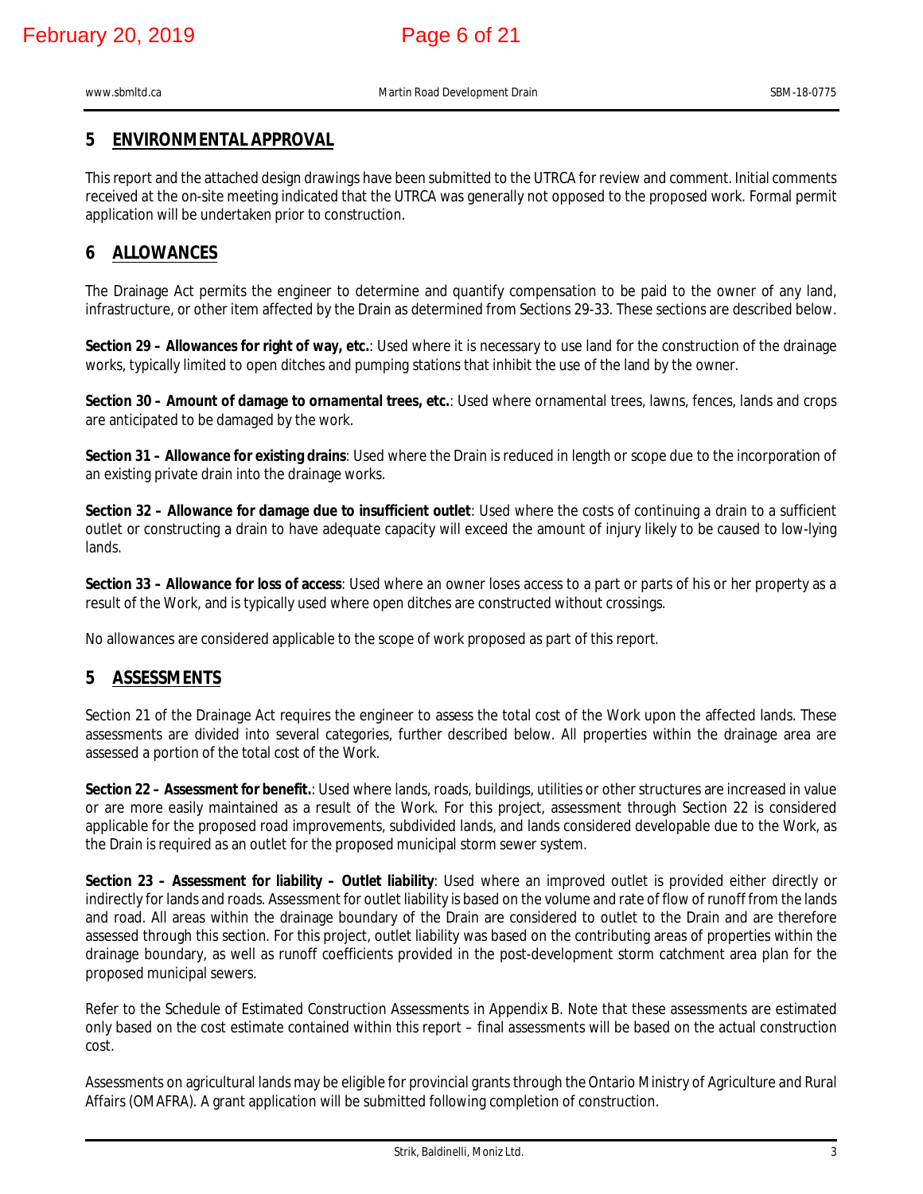## 5 ENVIRONMENTAL APPROVAL

This report and the attached design drawings have been submitted to the UTRCA for review and comment. Initial comments received at the on-site meeting indicated that the UTRCA was generally not opposed to the proposed work. Formal permit application will be undertaken prior to construction.

## 6 ALLOWANCES

The Drainage Act permits the engineer to determine and quantify compensation to be paid to the owner of any land, infrastructure, or other item affected by the Drain as determined from Sections 29-33. These sections are described below.

**Section 29 – Allowances for right of way, etc.**: Used where it is necessary to use land for the construction of the drainage works, typically limited to open ditches and pumping stations that inhibit the use of the land by the owner.

**Section 30 – Amount of damage to ornamental trees, etc.**: Used where ornamental trees, lawns, fences, lands and crops are anticipated to be damaged by the work.

**Section 31 – Allowance for existing drains**: Used where the Drain is reduced in length or scope due to the incorporation of an existing private drain into the drainage works.

**Section 32 – Allowance for damage due to insufficient outlet**: Used where the costs of continuing a drain to a sufficient outlet or constructing a drain to have adequate capacity will exceed the amount of injury likely to be caused to low-lying lands.

**Section 33 – Allowance for loss of access**: Used where an owner loses access to a part or parts of his or her property as a result of the Work, and is typically used where open ditches are constructed without crossings.

No allowances are considered applicable to the scope of work proposed as part of this report.

## 5 ASSESSMENTS

Section 21 of the Drainage Act requires the engineer to assess the total cost of the Work upon the affected lands. These assessments are divided into several categories, further described below. All properties within the drainage area are assessed a portion of the total cost of the Work.

**Section 22 – Assessment for benefit.**: Used where lands, roads, buildings, utilities or other structures are increased in value or are more easily maintained as a result of the Work. For this project, assessment through Section 22 is considered applicable for the proposed road improvements, subdivided lands, and lands considered developable due to the Work, as the Drain is required as an outlet for the proposed municipal storm sewer system.

**Section 23 – Assessment for liability – Outlet liability**: Used where an improved outlet is provided either directly or indirectly for lands and roads. Assessment for outlet liability is based on the volume and rate of flow of runoff from the lands and road. All areas within the drainage boundary of the Drain are considered to outlet to the Drain and are therefore assessed through this section. For this project, outlet liability was based on the contributing areas of properties within the drainage boundary, as well as runoff coefficients provided in the post-development storm catchment area plan for the proposed municipal sewers.

Refer to the Schedule of Estimated Construction Assessments in Appendix B. Note that these assessments are estimated only based on the cost estimate contained within this report – final assessments will be based on the actual construction cost.

Assessments on agricultural lands may be eligible for provincial grants through the Ontario Ministry of Agriculture and Rural Affairs (OMAFRA). A grant application will be submitted following completion of construction.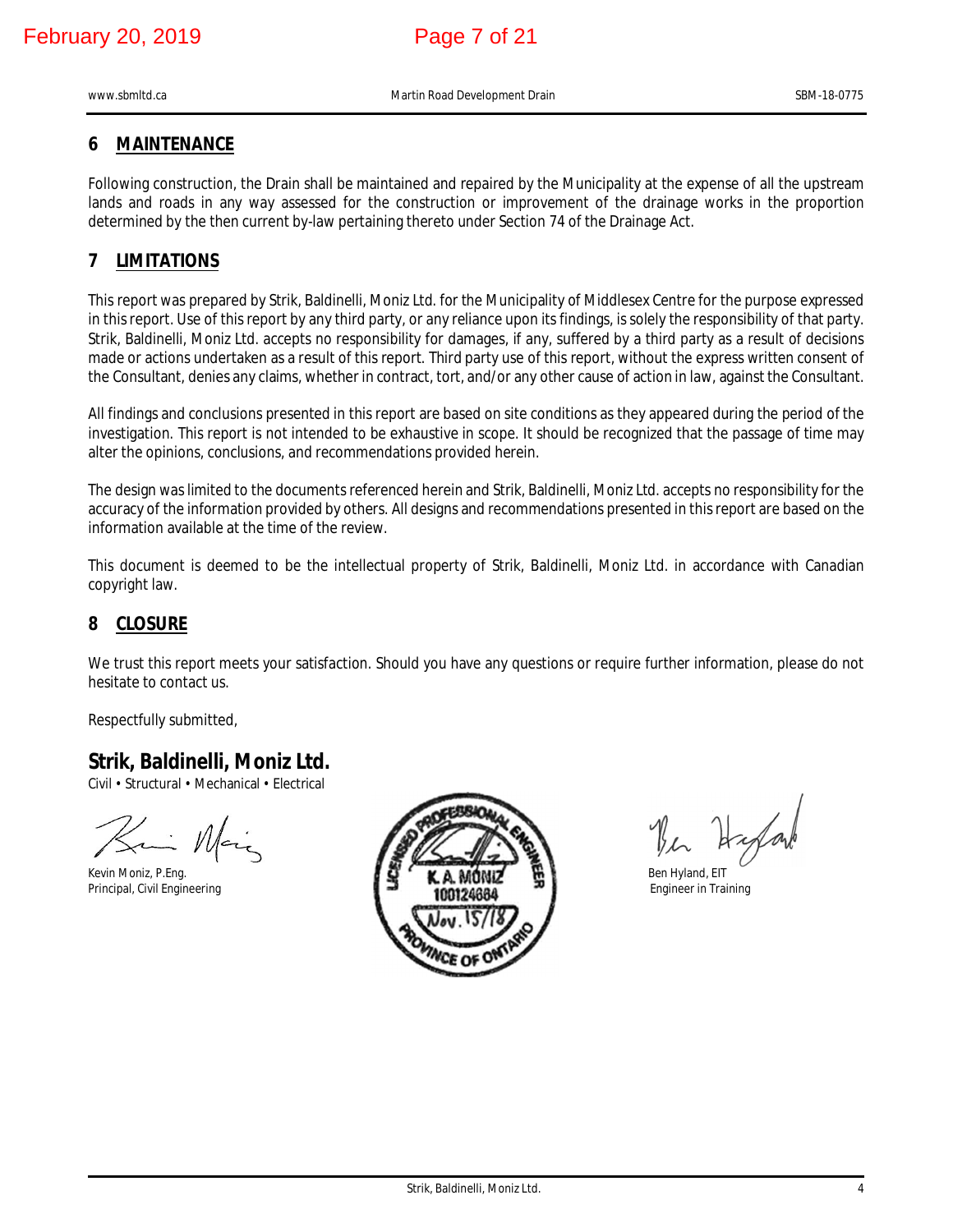## 6 MAINTENANCE

Following construction, the Drain shall be maintained and repaired by the Municipality at the expense of all the upstream lands and roads in any way assessed for the construction or improvement of the drainage works in the proportion determined by the then current by-law pertaining thereto under Section 74 of the Drainage Act.

## 7 LIMITATIONS

This report was prepared by Strik, Baldinelli, Moniz Ltd. for the Municipality of Middlesex Centre for the purpose expressed in this report. Use of this report by any third party, or any reliance upon its findings, is solely the responsibility of that party. Strik, Baldinelli, Moniz Ltd. accepts no responsibility for damages, if any, suffered by a third party as a result of decisions made or actions undertaken as a result of this report. Third party use of this report, without the express written consent of the Consultant, denies any claims, whether in contract, tort, and/or any other cause of action in law, against the Consultant.

All findings and conclusions presented in this report are based on site conditions as they appeared during the period of the investigation. This report is not intended to be exhaustive in scope. It should be recognized that the passage of time may alter the opinions, conclusions, and recommendations provided herein.

The design was limited to the documents referenced herein and Strik, Baldinelli, Moniz Ltd. accepts no responsibility for the accuracy of the information provided by others. All designs and recommendations presented in this report are based on the information available at the time of the review.

This document is deemed to be the intellectual property of Strik, Baldinelli, Moniz Ltd. in accordance with Canadian copyright law.

## 8 CLOSURE

We trust this report meets your satisfaction. Should you have any questions or require further information, please do not hesitate to contact us.

Respectfully submitted,

**Strik, Baldinelli, Moniz Ltd.**
Civil • Structural • Mechanical • Electrical

Kevin Moniz, P.Eng.
Principal, Civil Engineering

LICENSED PROFESSIONAL ENGINEER
K. A. MONIZ
100124684
Nov. 15/18
PROVINCE OF ONTARIO

Ben Hyland, EIT
Engineer in Training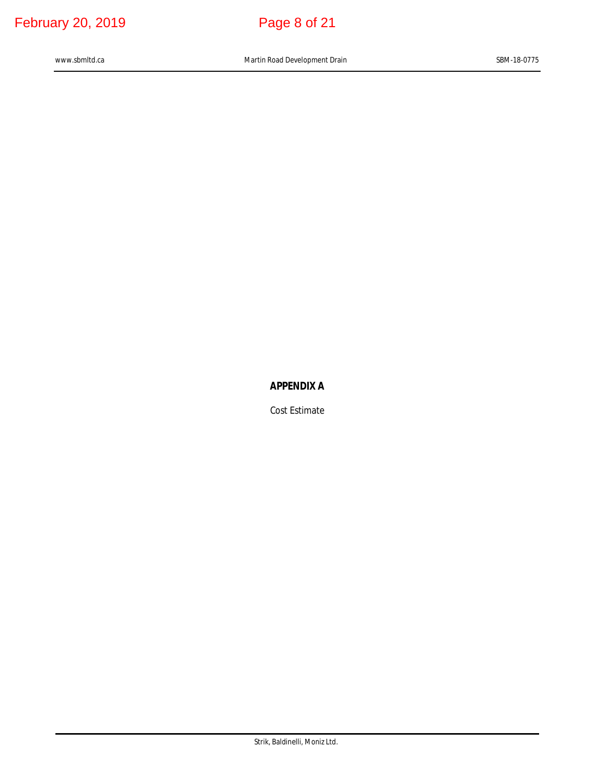# APPENDIX A

Cost Estimate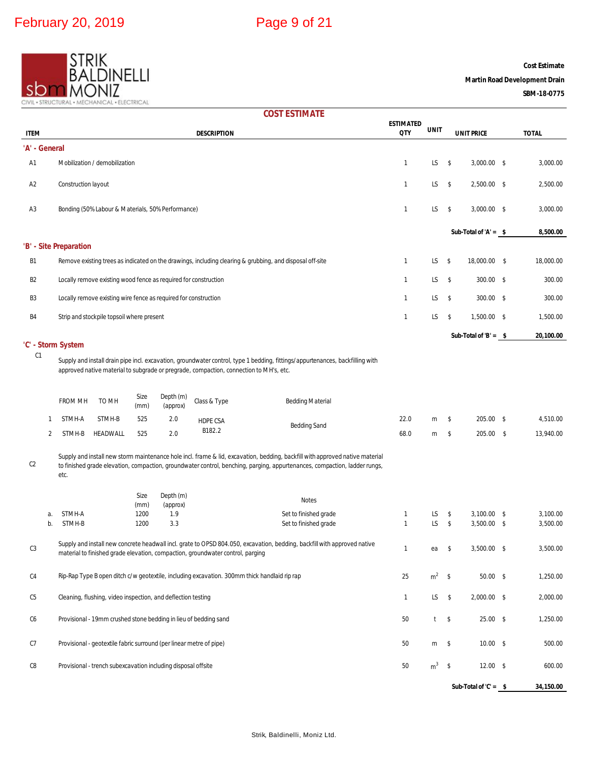**Cost Estimate**
**Martin Road Development Drain**
**SBM-18-0775**

Strik Baldinelli Moniz — Civil • Structural • Mechanical • Electrical

## COST ESTIMATE

| ITEM | DESCRIPTION | ESTIMATED QTY | UNIT | UNIT PRICE | TOTAL |
|---|---|---|---|---|---|
| **'A' - General** | | | | | |
| A1 | Mobilization / demobilization | 1 | LS | $ 3,000.00 | $ 3,000.00 |
| A2 | Construction layout | 1 | LS | $ 2,500.00 | $ 2,500.00 |
| A3 | Bonding (50% Labour & Materials, 50% Performance) | 1 | LS | $ 3,000.00 | $ 3,000.00 |
| | | | | **Sub-Total of 'A' = $** | **8,500.00** |
| **'B' - Site Preparation** | | | | | |
| B1 | Remove existing trees as indicated on the drawings, including clearing & grubbing, and disposal off-site | 1 | LS | $ 18,000.00 | $ 18,000.00 |
| B2 | Locally remove existing wood fence as required for construction | 1 | LS | $ 300.00 | $ 300.00 |
| B3 | Locally remove existing wire fence as required for construction | 1 | LS | $ 300.00 | $ 300.00 |
| B4 | Strip and stockpile topsoil where present | 1 | LS | $ 1,500.00 | $ 1,500.00 |
| | | | | **Sub-Total of 'B' = $** | **20,100.00** |
| **'C' - Storm System** | | | | | |
| C1 | Supply and install drain pipe incl. excavation, groundwater control, type 1 bedding, fittings/appurtenances, backfilling with approved native material to subgrade or pregrade, compaction, connection to MH's, etc. | | | | |
| | 1. FROM MH: STMH-A; TO MH: STMH-B; Size (mm): 525; Depth (m) (approx): 2.0; Class & Type: HDPE CSA B182.2; Bedding Material: Bedding Sand | 22.0 | m | $ 205.00 | $ 4,510.00 |
| | 2. FROM MH: STMH-B; TO MH: HEADWALL; Size (mm): 525; Depth (m) (approx): 2.0; Class & Type: HDPE CSA B182.2; Bedding Material: Bedding Sand | 68.0 | m | $ 205.00 | $ 13,940.00 |
| C2 | Supply and install new storm maintenance hole incl. frame & lid, excavation, bedding, backfill with approved native material to finished grade elevation, compaction, groundwater control, benching, parging, appurtenances, compaction, ladder rungs, etc. | | | | |
| | a. STMH-A; Size (mm): 1200; Depth (m) (approx): 1.9; Notes: Set to finished grade | 1 | LS | $ 3,100.00 | $ 3,100.00 |
| | b. STMH-B; Size (mm): 1200; Depth (m) (approx): 3.3; Notes: Set to finished grade | 1 | LS | $ 3,500.00 | $ 3,500.00 |
| C3 | Supply and install new concrete headwall incl. grate to OPSD 804.050, excavation, bedding, backfill with approved native material to finished grade elevation, compaction, groundwater control, parging | 1 | ea | $ 3,500.00 | $ 3,500.00 |
| C4 | Rip-Rap Type B open ditch c/w geotextile, including excavation. 300mm thick handlaid rip rap | 25 | m² | $ 50.00 | $ 1,250.00 |
| C5 | Cleaning, flushing, video inspection, and deflection testing | 1 | LS | $ 2,000.00 | $ 2,000.00 |
| C6 | Provisional - 19mm crushed stone bedding in lieu of bedding sand | 50 | t | $ 25.00 | $ 1,250.00 |
| C7 | Provisional - geotextile fabric surround (per linear metre of pipe) | 50 | m | $ 10.00 | $ 500.00 |
| C8 | Provisional - trench subexcavation including disposal offsite | 50 | m³ | $ 12.00 | $ 600.00 |
| | | | | **Sub-Total of 'C' = $** | **34,150.00** |

Strik, Baldinelli, Moniz Ltd.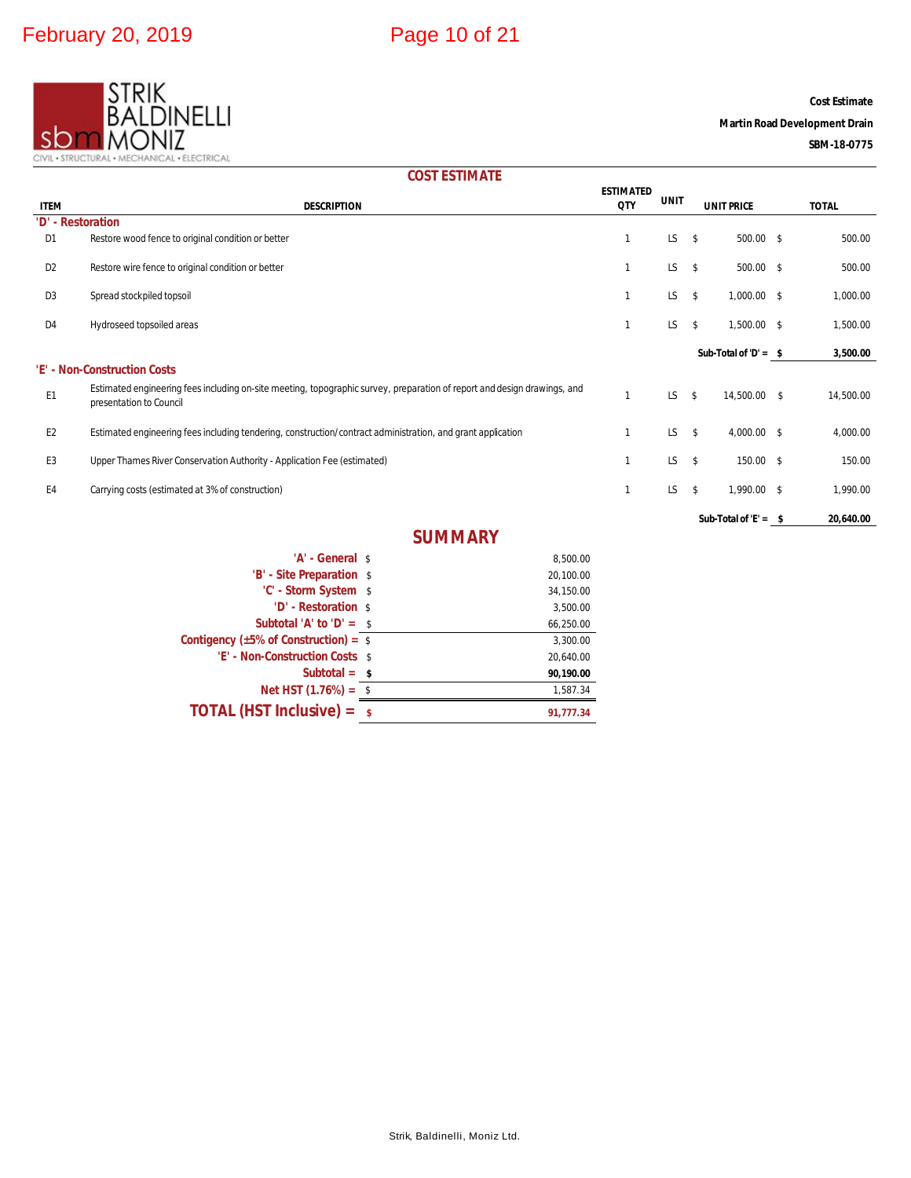STRIK BALDINELLI MONIZ

CIVIL • STRUCTURAL • MECHANICAL • ELECTRICAL

**Cost Estimate**

**Martin Road Development Drain**

**SBM-18-0775**

## COST ESTIMATE

| ITEM | DESCRIPTION | ESTIMATED QTY | UNIT | UNIT PRICE | TOTAL |
|---|---|---|---|---|---|
| **'D' - Restoration** | | | | | |
| D1 | Restore wood fence to original condition or better | 1 | LS | $ 500.00 | $ 500.00 |
| D2 | Restore wire fence to original condition or better | 1 | LS | $ 500.00 | $ 500.00 |
| D3 | Spread stockpiled topsoil | 1 | LS | $ 1,000.00 | $ 1,000.00 |
| D4 | Hydroseed topsoiled areas | 1 | LS | $ 1,500.00 | $ 1,500.00 |
| | | | | **Sub-Total of 'D' =** | **$ 3,500.00** |
| **'E' - Non-Construction Costs** | | | | | |
| E1 | Estimated engineering fees including on-site meeting, topographic survey, preparation of report and design drawings, and presentation to Council | 1 | LS | $ 14,500.00 | $ 14,500.00 |
| E2 | Estimated engineering fees including tendering, construction/contract administration, and grant application | 1 | LS | $ 4,000.00 | $ 4,000.00 |
| E3 | Upper Thames River Conservation Authority - Application Fee (estimated) | 1 | LS | $ 150.00 | $ 150.00 |
| E4 | Carrying costs (estimated at 3% of construction) | 1 | LS | $ 1,990.00 | $ 1,990.00 |
| | | | | **Sub-Total of 'E' =** | **$ 20,640.00** |

## SUMMARY

| | |
|---|---|
| **'A' - General** | $ 8,500.00 |
| **'B' - Site Preparation** | $ 20,100.00 |
| **'C' - Storm System** | $ 34,150.00 |
| **'D' - Restoration** | $ 3,500.00 |
| **Subtotal 'A' to 'D' =** | $ 66,250.00 |
| **Contigency (±5% of Construction) =** | $ 3,300.00 |
| **'E' - Non-Construction Costs** | $ 20,640.00 |
| **Subtotal =** | **$ 90,190.00** |
| **Net HST (1.76%) =** | $ 1,587.34 |
| **TOTAL (HST Inclusive) =** | **$ 91,777.34** |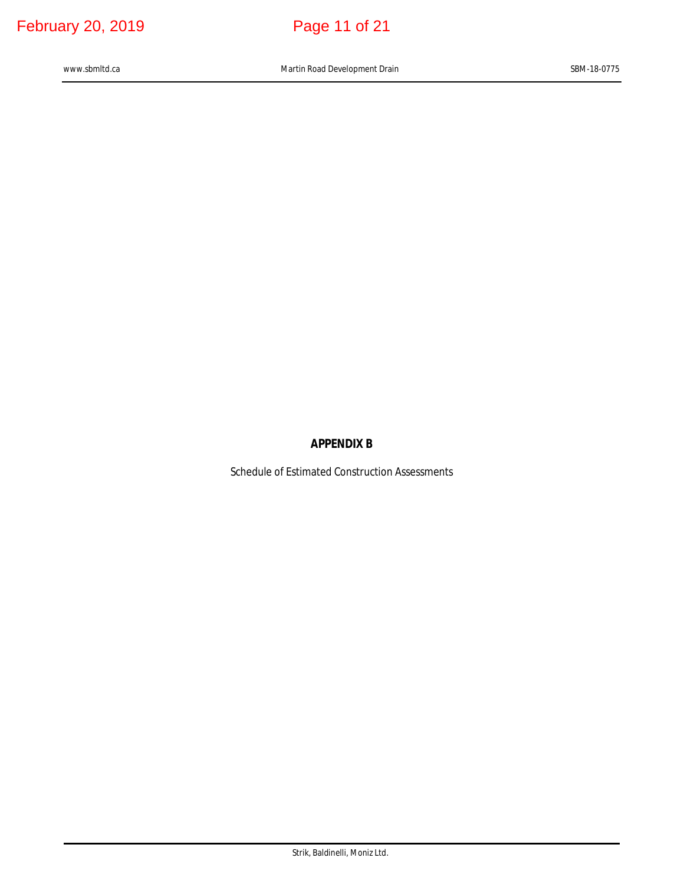**APPENDIX B**

Schedule of Estimated Construction Assessments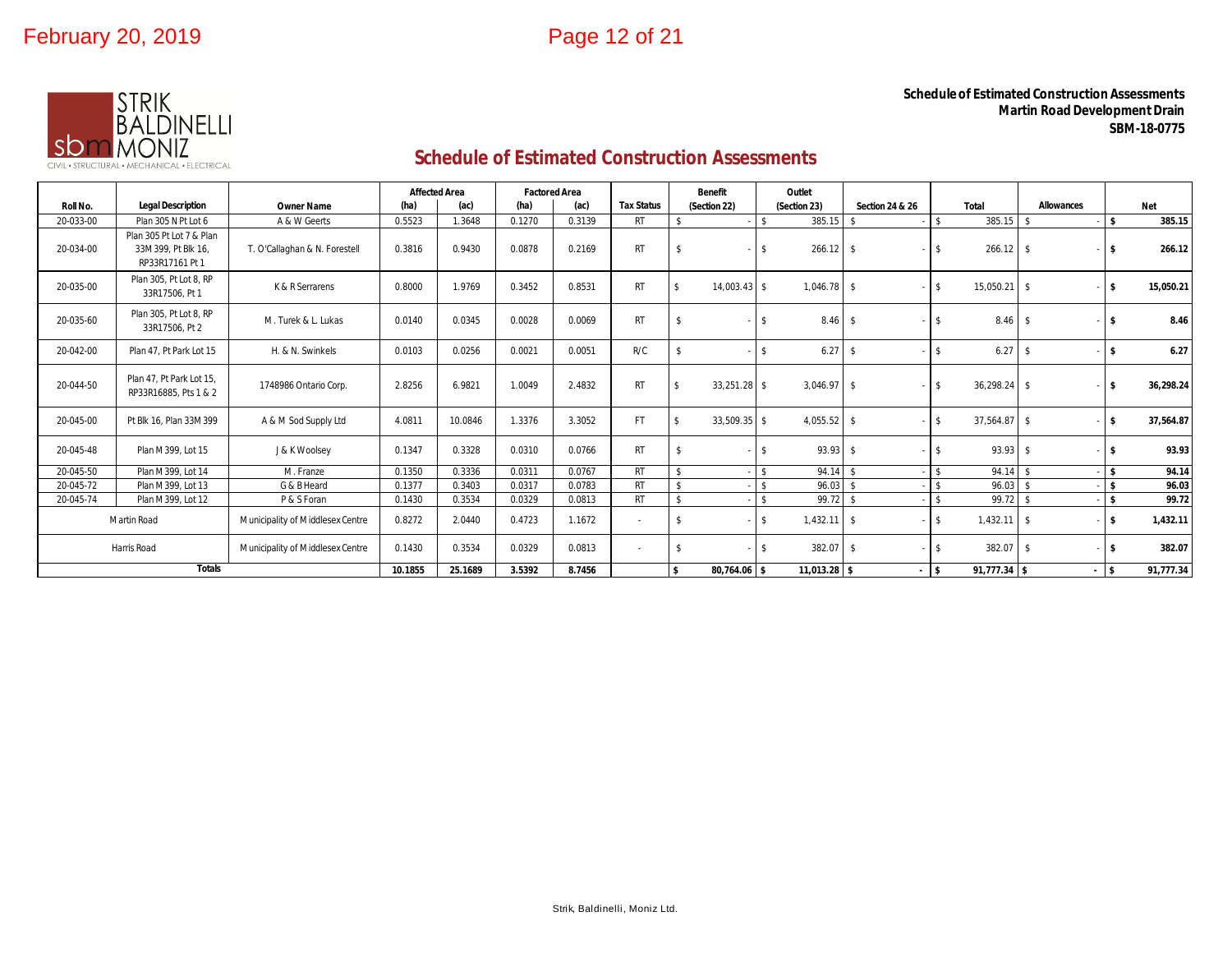**Schedule of Estimated Construction Assessments**
**Martin Road Development Drain**
**SBM-18-0775**

STRIK BALDINELLI MONIZ
CIVIL • STRUCTURAL • MECHANICAL • ELECTRICAL

## Schedule of Estimated Construction Assessments

| Roll No. | Legal Description | Owner Name | Affected Area (ha) | Affected Area (ac) | Factored Area (ha) | Factored Area (ac) | Tax Status | Benefit (Section 22) | Outlet (Section 23) | Section 24 & 26 | Total | Allowances | Net |
|---|---|---|---|---|---|---|---|---|---|---|---|---|---|
| 20-033-00 | Plan 305 N Pt Lot 6 | A & W Geerts | 0.5523 | 1.3648 | 0.1270 | 0.3139 | RT | $ - | $ 385.15 | $ - | $ 385.15 | $ - | **$ 385.15** |
| 20-034-00 | Plan 305 Pt Lot 7 & Plan 33M 399, Pt Blk 16, RP33R17161 Pt 1 | T. O'Callaghan & N. Forestell | 0.3816 | 0.9430 | 0.0878 | 0.2169 | RT | $ - | $ 266.12 | $ - | $ 266.12 | $ - | **$ 266.12** |
| 20-035-00 | Plan 305, Pt Lot 8, RP 33R17506, Pt 1 | K & R Serrarens | 0.8000 | 1.9769 | 0.3452 | 0.8531 | RT | $ 14,003.43 | $ 1,046.78 | $ - | $ 15,050.21 | $ - | **$ 15,050.21** |
| 20-035-60 | Plan 305, Pt Lot 8, RP 33R17506, Pt 2 | M. Turek & L. Lukas | 0.0140 | 0.0345 | 0.0028 | 0.0069 | RT | $ - | $ 8.46 | $ - | $ 8.46 | $ - | **$ 8.46** |
| 20-042-00 | Plan 47, Pt Park Lot 15 | H. & N. Swinkels | 0.0103 | 0.0256 | 0.0021 | 0.0051 | R/C | $ - | $ 6.27 | $ - | $ 6.27 | $ - | **$ 6.27** |
| 20-044-50 | Plan 47, Pt Park Lot 15, RP33R16885, Pts 1 & 2 | 1748986 Ontario Corp. | 2.8256 | 6.9821 | 1.0049 | 2.4832 | RT | $ 33,251.28 | $ 3,046.97 | $ - | $ 36,298.24 | $ - | **$ 36,298.24** |
| 20-045-00 | Pt Blk 16, Plan 33M 399 | A & M Sod Supply Ltd | 4.0811 | 10.0846 | 1.3376 | 3.3052 | FT | $ 33,509.35 | $ 4,055.52 | $ - | $ 37,564.87 | $ - | **$ 37,564.87** |
| 20-045-48 | Plan M 399, Lot 15 | J & K Woolsey | 0.1347 | 0.3328 | 0.0310 | 0.0766 | RT | $ - | $ 93.93 | $ - | $ 93.93 | $ - | **$ 93.93** |
| 20-045-50 | Plan M 399, Lot 14 | M. Franze | 0.1350 | 0.3336 | 0.0311 | 0.0767 | RT | $ - | $ 94.14 | $ - | $ 94.14 | $ - | **$ 94.14** |
| 20-045-72 | Plan M 399, Lot 13 | G & B Heard | 0.1377 | 0.3403 | 0.0317 | 0.0783 | RT | $ - | $ 96.03 | $ - | $ 96.03 | $ - | **$ 96.03** |
| 20-045-74 | Plan M 399, Lot 12 | P & S Foran | 0.1430 | 0.3534 | 0.0329 | 0.0813 | RT | $ - | $ 99.72 | $ - | $ 99.72 | $ - | **$ 99.72** |
| Martin Road | | Municipality of Middlesex Centre | 0.8272 | 2.0440 | 0.4723 | 1.1672 | - | $ - | $ 1,432.11 | $ - | $ 1,432.11 | $ - | **$ 1,432.11** |
| Harris Road | | Municipality of Middlesex Centre | 0.1430 | 0.3534 | 0.0329 | 0.0813 | - | $ - | $ 382.07 | $ - | $ 382.07 | $ - | **$ 382.07** |
| **Totals** | | | **10.1855** | **25.1689** | **3.5392** | **8.7456** | | **$ 80,764.06** | **$ 11,013.28** | **$ -** | **$ 91,777.34** | **$ -** | **$ 91,777.34** |

Strik, Baldinelli, Moniz Ltd.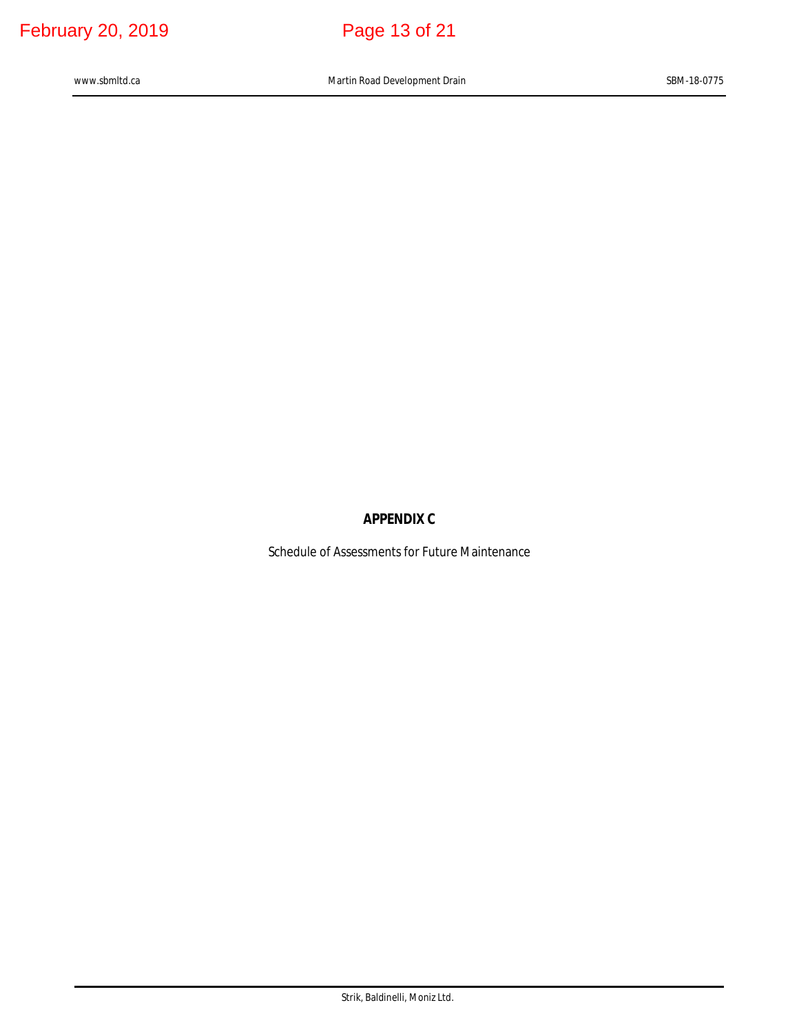## APPENDIX C

Schedule of Assessments for Future Maintenance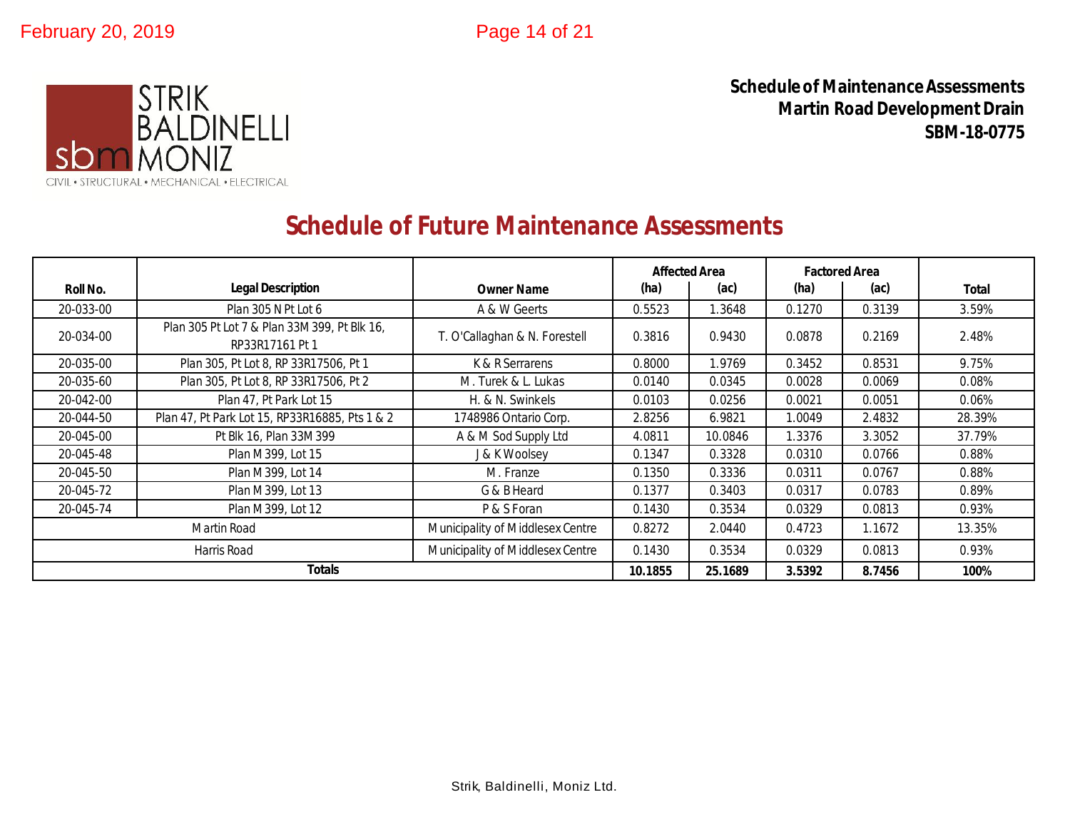STRIK BALDINELLI MONIZ

CIVIL • STRUCTURAL • MECHANICAL • ELECTRICAL

**Schedule of Maintenance Assessments**
**Martin Road Development Drain**
**SBM-18-0775**

## Schedule of Future Maintenance Assessments

| Roll No. | Legal Description | Owner Name | Affected Area | | Factored Area | | Total |
|---|---|---|---|---|---|---|---|
| | | | (ha) | (ac) | (ha) | (ac) | |
| 20-033-00 | Plan 305 N Pt Lot 6 | A & W Geerts | 0.5523 | 1.3648 | 0.1270 | 0.3139 | 3.59% |
| 20-034-00 | Plan 305 Pt Lot 7 & Plan 33M 399, Pt Blk 16, RP33R17161 Pt 1 | T. O'Callaghan & N. Forestell | 0.3816 | 0.9430 | 0.0878 | 0.2169 | 2.48% |
| 20-035-00 | Plan 305, Pt Lot 8, RP 33R17506, Pt 1 | K & R Serrarens | 0.8000 | 1.9769 | 0.3452 | 0.8531 | 9.75% |
| 20-035-60 | Plan 305, Pt Lot 8, RP 33R17506, Pt 2 | M. Turek & L. Lukas | 0.0140 | 0.0345 | 0.0028 | 0.0069 | 0.08% |
| 20-042-00 | Plan 47, Pt Park Lot 15 | H. & N. Swinkels | 0.0103 | 0.0256 | 0.0021 | 0.0051 | 0.06% |
| 20-044-50 | Plan 47, Pt Park Lot 15, RP33R16885, Pts 1 & 2 | 1748986 Ontario Corp. | 2.8256 | 6.9821 | 1.0049 | 2.4832 | 28.39% |
| 20-045-00 | Pt Blk 16, Plan 33M 399 | A & M Sod Supply Ltd | 4.0811 | 10.0846 | 1.3376 | 3.3052 | 37.79% |
| 20-045-48 | Plan M 399, Lot 15 | J & K Woolsey | 0.1347 | 0.3328 | 0.0310 | 0.0766 | 0.88% |
| 20-045-50 | Plan M 399, Lot 14 | M. Franze | 0.1350 | 0.3336 | 0.0311 | 0.0767 | 0.88% |
| 20-045-72 | Plan M 399, Lot 13 | G & B Heard | 0.1377 | 0.3403 | 0.0317 | 0.0783 | 0.89% |
| 20-045-74 | Plan M 399, Lot 12 | P & S Foran | 0.1430 | 0.3534 | 0.0329 | 0.0813 | 0.93% |
| Martin Road | | Municipality of Middlesex Centre | 0.8272 | 2.0440 | 0.4723 | 1.1672 | 13.35% |
| Harris Road | | Municipality of Middlesex Centre | 0.1430 | 0.3534 | 0.0329 | 0.0813 | 0.93% |
| **Totals** | | | **10.1855** | **25.1689** | **3.5392** | **8.7456** | **100%** |

Strik, Baldinelli, Moniz Ltd.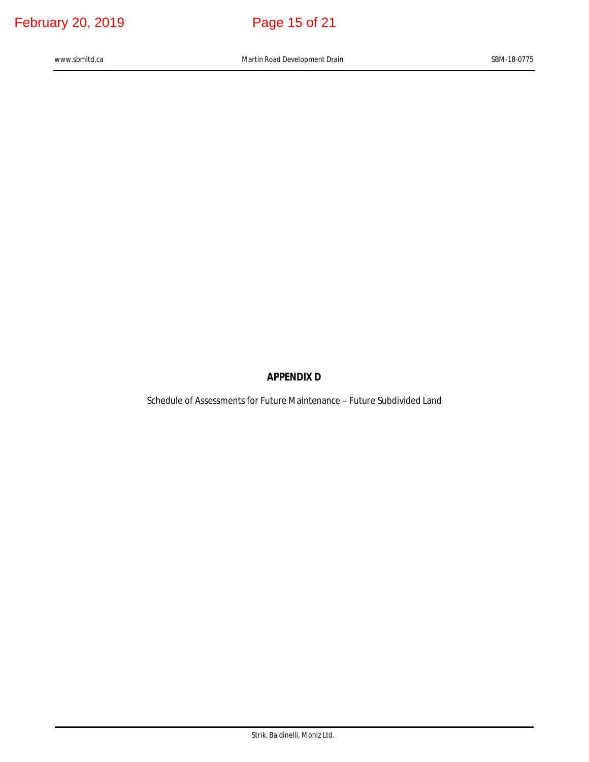**APPENDIX D**

Schedule of Assessments for Future Maintenance – Future Subdivided Land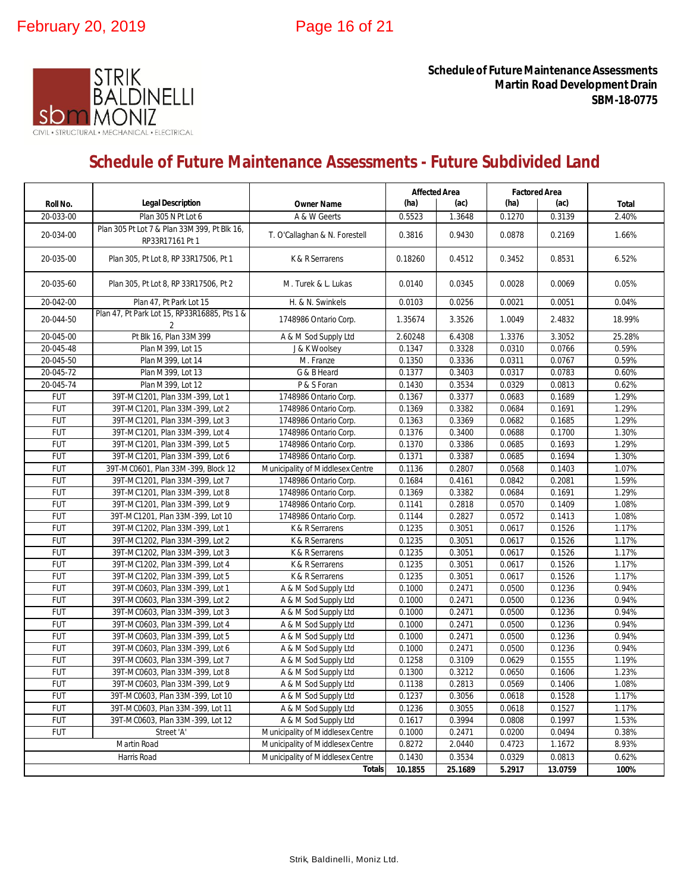**Schedule of Future Maintenance Assessments**
**Martin Road Development Drain**
**SBM-18-0775**

# Schedule of Future Maintenance Assessments - Future Subdivided Land

| Roll No. | Legal Description | Owner Name | Affected Area (ha) | Affected Area (ac) | Factored Area (ha) | Factored Area (ac) | Total |
|---|---|---|---|---|---|---|---|
| 20-033-00 | Plan 305 N Pt Lot 6 | A & W Geerts | 0.5523 | 1.3648 | 0.1270 | 0.3139 | 2.40% |
| 20-034-00 | Plan 305 Pt Lot 7 & Plan 33M 399, Pt Blk 16, RP33R17161 Pt 1 | T. O'Callaghan & N. Forestell | 0.3816 | 0.9430 | 0.0878 | 0.2169 | 1.66% |
| 20-035-00 | Plan 305, Pt Lot 8, RP 33R17506, Pt 1 | K & R Serrarens | 0.18260 | 0.4512 | 0.3452 | 0.8531 | 6.52% |
| 20-035-60 | Plan 305, Pt Lot 8, RP 33R17506, Pt 2 | M. Turek & L. Lukas | 0.0140 | 0.0345 | 0.0028 | 0.0069 | 0.05% |
| 20-042-00 | Plan 47, Pt Park Lot 15 | H. & N. Swinkels | 0.0103 | 0.0256 | 0.0021 | 0.0051 | 0.04% |
| 20-044-50 | Plan 47, Pt Park Lot 15, RP33R16885, Pts 1 & 2 | 1748986 Ontario Corp. | 1.35674 | 3.3526 | 1.0049 | 2.4832 | 18.99% |
| 20-045-00 | Pt Blk 16, Plan 33M 399 | A & M Sod Supply Ltd | 2.60248 | 6.4308 | 1.3376 | 3.3052 | 25.28% |
| 20-045-48 | Plan M 399, Lot 15 | J & K Woolsey | 0.1347 | 0.3328 | 0.0310 | 0.0766 | 0.59% |
| 20-045-50 | Plan M 399, Lot 14 | M. Franze | 0.1350 | 0.3336 | 0.0311 | 0.0767 | 0.59% |
| 20-045-72 | Plan M 399, Lot 13 | G & B Heard | 0.1377 | 0.3403 | 0.0317 | 0.0783 | 0.60% |
| 20-045-74 | Plan M 399, Lot 12 | P & S Foran | 0.1430 | 0.3534 | 0.0329 | 0.0813 | 0.62% |
| FUT | 39T-MC1201, Plan 33M-399, Lot 1 | 1748986 Ontario Corp. | 0.1367 | 0.3377 | 0.0683 | 0.1689 | 1.29% |
| FUT | 39T-MC1201, Plan 33M-399, Lot 2 | 1748986 Ontario Corp. | 0.1369 | 0.3382 | 0.0684 | 0.1691 | 1.29% |
| FUT | 39T-MC1201, Plan 33M-399, Lot 3 | 1748986 Ontario Corp. | 0.1363 | 0.3369 | 0.0682 | 0.1685 | 1.29% |
| FUT | 39T-MC1201, Plan 33M-399, Lot 4 | 1748986 Ontario Corp. | 0.1376 | 0.3400 | 0.0688 | 0.1700 | 1.30% |
| FUT | 39T-MC1201, Plan 33M-399, Lot 5 | 1748986 Ontario Corp. | 0.1370 | 0.3386 | 0.0685 | 0.1693 | 1.29% |
| FUT | 39T-MC1201, Plan 33M-399, Lot 6 | 1748986 Ontario Corp. | 0.1371 | 0.3387 | 0.0685 | 0.1694 | 1.30% |
| FUT | 39T-MC0601, Plan 33M-399, Block 12 | Municipality of Middlesex Centre | 0.1136 | 0.2807 | 0.0568 | 0.1403 | 1.07% |
| FUT | 39T-MC1201, Plan 33M-399, Lot 7 | 1748986 Ontario Corp. | 0.1684 | 0.4161 | 0.0842 | 0.2081 | 1.59% |
| FUT | 39T-MC1201, Plan 33M-399, Lot 8 | 1748986 Ontario Corp. | 0.1369 | 0.3382 | 0.0684 | 0.1691 | 1.29% |
| FUT | 39T-MC1201, Plan 33M-399, Lot 9 | 1748986 Ontario Corp. | 0.1141 | 0.2818 | 0.0570 | 0.1409 | 1.08% |
| FUT | 39T-MC1201, Plan 33M-399, Lot 10 | 1748986 Ontario Corp. | 0.1144 | 0.2827 | 0.0572 | 0.1413 | 1.08% |
| FUT | 39T-MC1202, Plan 33M-399, Lot 1 | K & R Serrarens | 0.1235 | 0.3051 | 0.0617 | 0.1526 | 1.17% |
| FUT | 39T-MC1202, Plan 33M-399, Lot 2 | K & R Serrarens | 0.1235 | 0.3051 | 0.0617 | 0.1526 | 1.17% |
| FUT | 39T-MC1202, Plan 33M-399, Lot 3 | K & R Serrarens | 0.1235 | 0.3051 | 0.0617 | 0.1526 | 1.17% |
| FUT | 39T-MC1202, Plan 33M-399, Lot 4 | K & R Serrarens | 0.1235 | 0.3051 | 0.0617 | 0.1526 | 1.17% |
| FUT | 39T-MC1202, Plan 33M-399, Lot 5 | K & R Serrarens | 0.1235 | 0.3051 | 0.0617 | 0.1526 | 1.17% |
| FUT | 39T-MC0603, Plan 33M-399, Lot 1 | A & M Sod Supply Ltd | 0.1000 | 0.2471 | 0.0500 | 0.1236 | 0.94% |
| FUT | 39T-MC0603, Plan 33M-399, Lot 2 | A & M Sod Supply Ltd | 0.1000 | 0.2471 | 0.0500 | 0.1236 | 0.94% |
| FUT | 39T-MC0603, Plan 33M-399, Lot 3 | A & M Sod Supply Ltd | 0.1000 | 0.2471 | 0.0500 | 0.1236 | 0.94% |
| FUT | 39T-MC0603, Plan 33M-399, Lot 4 | A & M Sod Supply Ltd | 0.1000 | 0.2471 | 0.0500 | 0.1236 | 0.94% |
| FUT | 39T-MC0603, Plan 33M-399, Lot 5 | A & M Sod Supply Ltd | 0.1000 | 0.2471 | 0.0500 | 0.1236 | 0.94% |
| FUT | 39T-MC0603, Plan 33M-399, Lot 6 | A & M Sod Supply Ltd | 0.1000 | 0.2471 | 0.0500 | 0.1236 | 0.94% |
| FUT | 39T-MC0603, Plan 33M-399, Lot 7 | A & M Sod Supply Ltd | 0.1258 | 0.3109 | 0.0629 | 0.1555 | 1.19% |
| FUT | 39T-MC0603, Plan 33M-399, Lot 8 | A & M Sod Supply Ltd | 0.1300 | 0.3212 | 0.0650 | 0.1606 | 1.23% |
| FUT | 39T-MC0603, Plan 33M-399, Lot 9 | A & M Sod Supply Ltd | 0.1138 | 0.2813 | 0.0569 | 0.1406 | 1.08% |
| FUT | 39T-MC0603, Plan 33M-399, Lot 10 | A & M Sod Supply Ltd | 0.1237 | 0.3056 | 0.0618 | 0.1528 | 1.17% |
| FUT | 39T-MC0603, Plan 33M-399, Lot 11 | A & M Sod Supply Ltd | 0.1236 | 0.3055 | 0.0618 | 0.1527 | 1.17% |
| FUT | 39T-MC0603, Plan 33M-399, Lot 12 | A & M Sod Supply Ltd | 0.1617 | 0.3994 | 0.0808 | 0.1997 | 1.53% |
| FUT | Street 'A' | Municipality of Middlesex Centre | 0.1000 | 0.2471 | 0.0200 | 0.0494 | 0.38% |
| Martin Road | | Municipality of Middlesex Centre | 0.8272 | 2.0440 | 0.4723 | 1.1672 | 8.93% |
| Harris Road | | Municipality of Middlesex Centre | 0.1430 | 0.3534 | 0.0329 | 0.0813 | 0.62% |
| | | **Totals** | **10.1855** | **25.1689** | **5.2917** | **13.0759** | **100%** |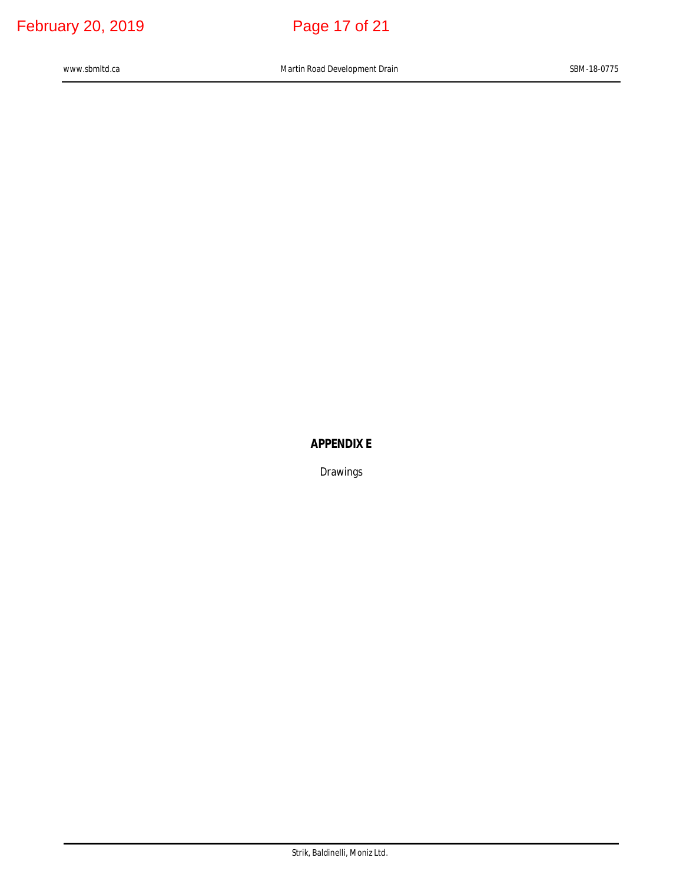## APPENDIX E

Drawings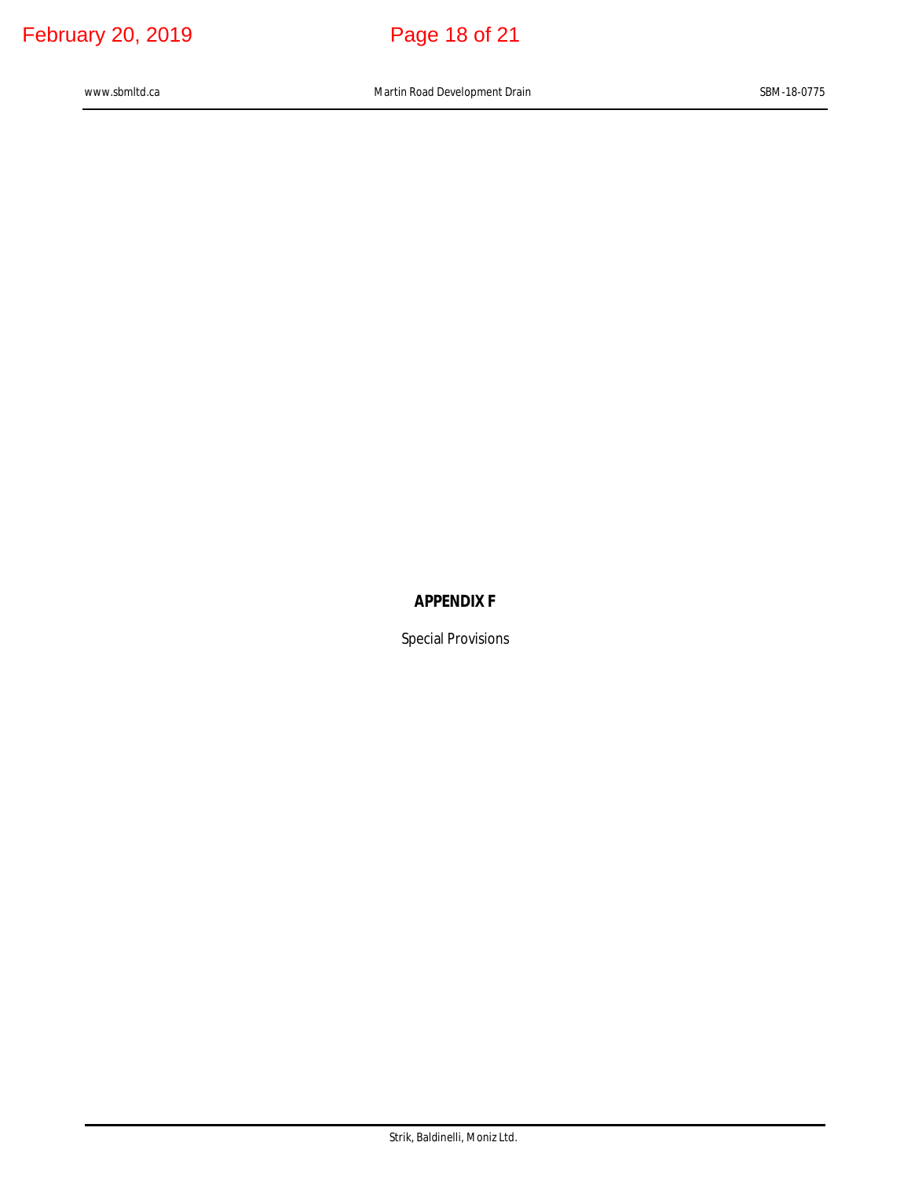**APPENDIX F**

Special Provisions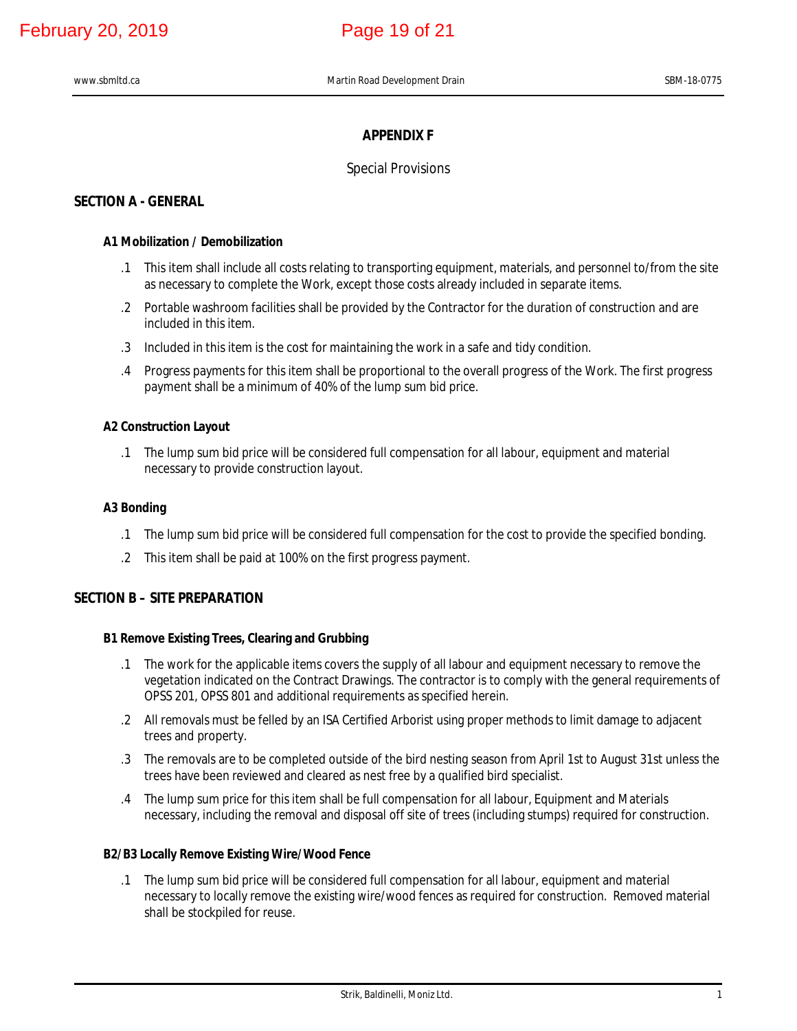# APPENDIX F

Special Provisions

## SECTION A - GENERAL

### A1 Mobilization / Demobilization

.1 This item shall include all costs relating to transporting equipment, materials, and personnel to/from the site as necessary to complete the Work, except those costs already included in separate items.

.2 Portable washroom facilities shall be provided by the Contractor for the duration of construction and are included in this item.

.3 Included in this item is the cost for maintaining the work in a safe and tidy condition.

.4 Progress payments for this item shall be proportional to the overall progress of the Work. The first progress payment shall be a minimum of 40% of the lump sum bid price.

### A2 Construction Layout

.1 The lump sum bid price will be considered full compensation for all labour, equipment and material necessary to provide construction layout.

### A3 Bonding

.1 The lump sum bid price will be considered full compensation for the cost to provide the specified bonding.

.2 This item shall be paid at 100% on the first progress payment.

## SECTION B – SITE PREPARATION

### B1 Remove Existing Trees, Clearing and Grubbing

.1 The work for the applicable items covers the supply of all labour and equipment necessary to remove the vegetation indicated on the Contract Drawings. The contractor is to comply with the general requirements of OPSS 201, OPSS 801 and additional requirements as specified herein.

.2 All removals must be felled by an ISA Certified Arborist using proper methods to limit damage to adjacent trees and property.

.3 The removals are to be completed outside of the bird nesting season from April 1st to August 31st unless the trees have been reviewed and cleared as nest free by a qualified bird specialist.

.4 The lump sum price for this item shall be full compensation for all labour, Equipment and Materials necessary, including the removal and disposal off site of trees (including stumps) required for construction.

### B2/B3 Locally Remove Existing Wire/Wood Fence

.1 The lump sum bid price will be considered full compensation for all labour, equipment and material necessary to locally remove the existing wire/wood fences as required for construction. Removed material shall be stockpiled for reuse.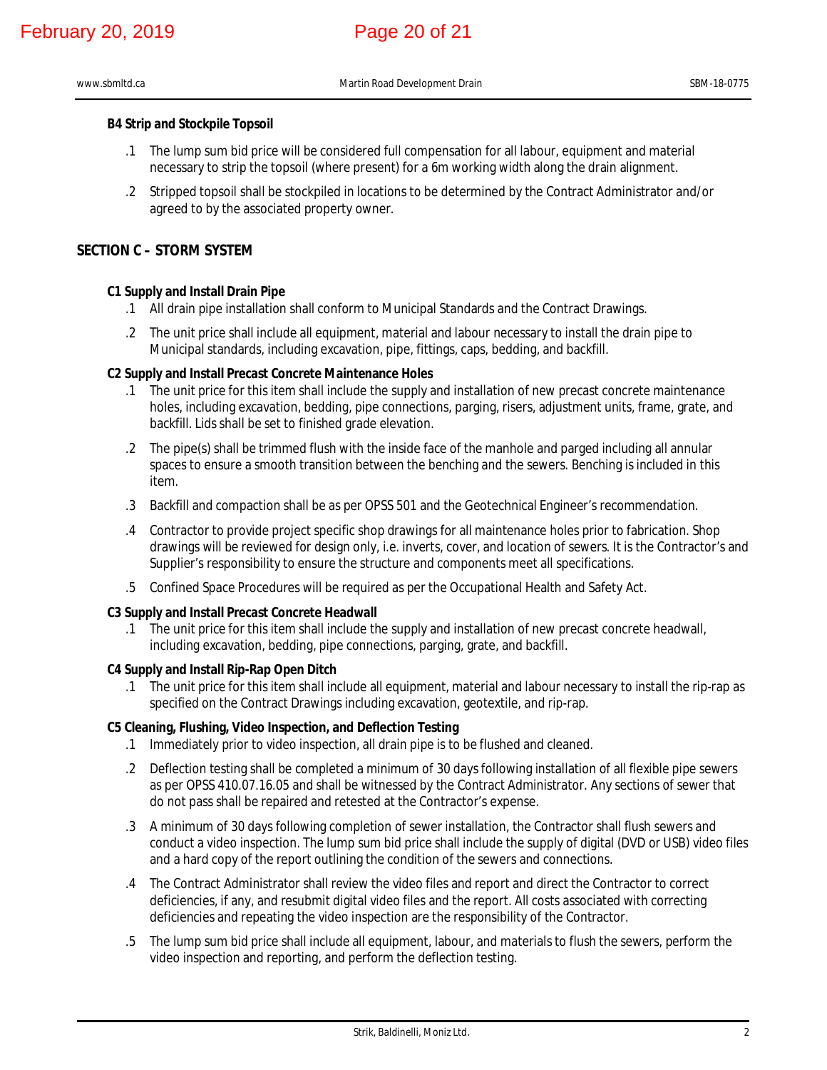**B4 Strip and Stockpile Topsoil**

.1 The lump sum bid price will be considered full compensation for all labour, equipment and material necessary to strip the topsoil (where present) for a 6m working width along the drain alignment.

.2 Stripped topsoil shall be stockpiled in locations to be determined by the Contract Administrator and/or agreed to by the associated property owner.

## SECTION C – STORM SYSTEM

**C1 Supply and Install Drain Pipe**

.1 All drain pipe installation shall conform to Municipal Standards and the Contract Drawings.

.2 The unit price shall include all equipment, material and labour necessary to install the drain pipe to Municipal standards, including excavation, pipe, fittings, caps, bedding, and backfill.

**C2 Supply and Install Precast Concrete Maintenance Holes**

.1 The unit price for this item shall include the supply and installation of new precast concrete maintenance holes, including excavation, bedding, pipe connections, parging, risers, adjustment units, frame, grate, and backfill. Lids shall be set to finished grade elevation.

.2 The pipe(s) shall be trimmed flush with the inside face of the manhole and parged including all annular spaces to ensure a smooth transition between the benching and the sewers. Benching is included in this item.

.3 Backfill and compaction shall be as per OPSS 501 and the Geotechnical Engineer's recommendation.

.4 Contractor to provide project specific shop drawings for all maintenance holes prior to fabrication. Shop drawings will be reviewed for design only, i.e. inverts, cover, and location of sewers. It is the Contractor's and Supplier's responsibility to ensure the structure and components meet all specifications.

.5 Confined Space Procedures will be required as per the Occupational Health and Safety Act.

**C3 Supply and Install Precast Concrete Headwall**

.1 The unit price for this item shall include the supply and installation of new precast concrete headwall, including excavation, bedding, pipe connections, parging, grate, and backfill.

**C4 Supply and Install Rip-Rap Open Ditch**

.1 The unit price for this item shall include all equipment, material and labour necessary to install the rip-rap as specified on the Contract Drawings including excavation, geotextile, and rip-rap.

**C5 Cleaning, Flushing, Video Inspection, and Deflection Testing**

.1 Immediately prior to video inspection, all drain pipe is to be flushed and cleaned.

.2 Deflection testing shall be completed a minimum of 30 days following installation of all flexible pipe sewers as per OPSS 410.07.16.05 and shall be witnessed by the Contract Administrator. Any sections of sewer that do not pass shall be repaired and retested at the Contractor's expense.

.3 A minimum of 30 days following completion of sewer installation, the Contractor shall flush sewers and conduct a video inspection. The lump sum bid price shall include the supply of digital (DVD or USB) video files and a hard copy of the report outlining the condition of the sewers and connections.

.4 The Contract Administrator shall review the video files and report and direct the Contractor to correct deficiencies, if any, and resubmit digital video files and the report. All costs associated with correcting deficiencies and repeating the video inspection are the responsibility of the Contractor.

.5 The lump sum bid price shall include all equipment, labour, and materials to flush the sewers, perform the video inspection and reporting, and perform the deflection testing.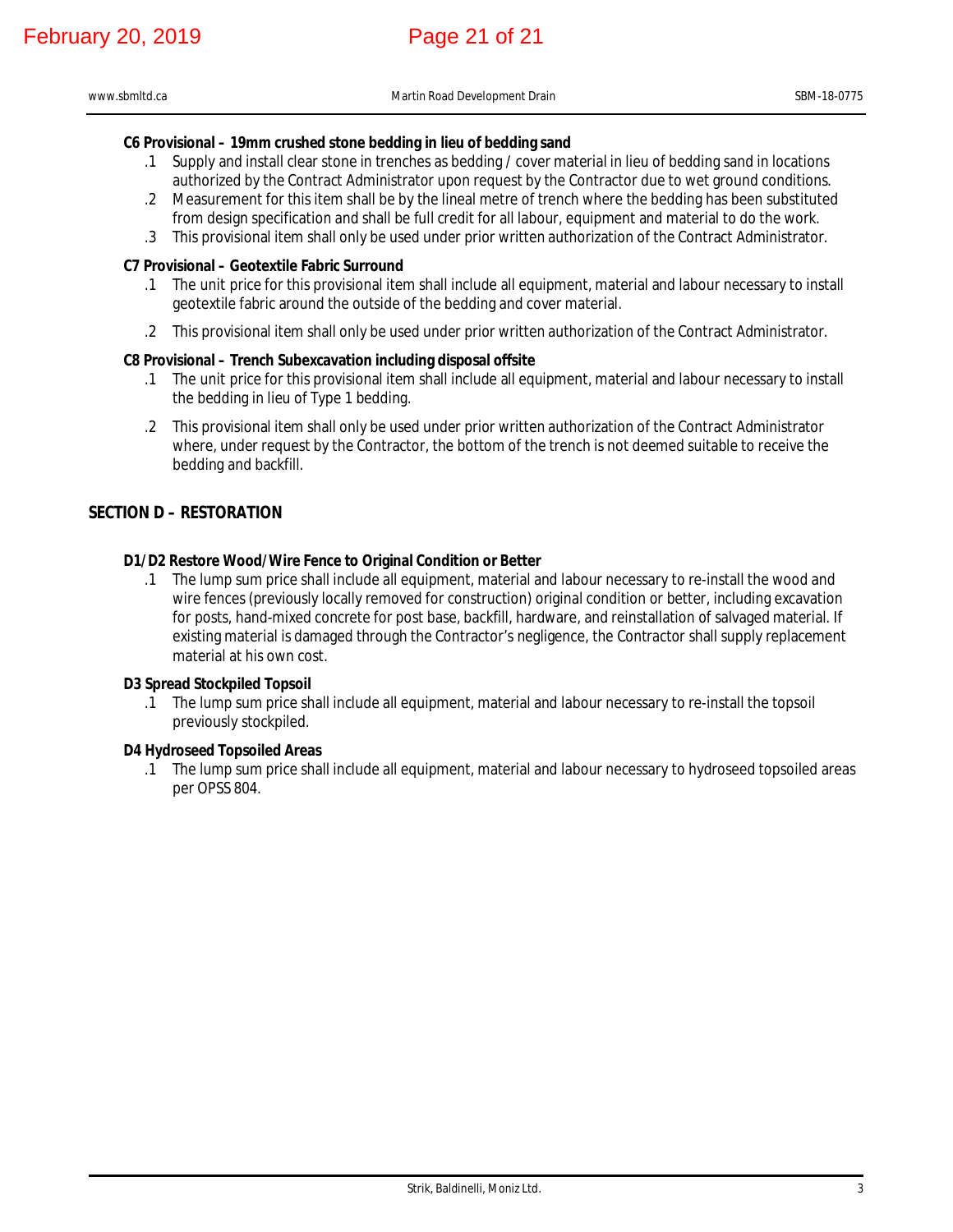**C6 Provisional – 19mm crushed stone bedding in lieu of bedding sand**

.1 Supply and install clear stone in trenches as bedding / cover material in lieu of bedding sand in locations authorized by the Contract Administrator upon request by the Contractor due to wet ground conditions.

.2 Measurement for this item shall be by the lineal metre of trench where the bedding has been substituted from design specification and shall be full credit for all labour, equipment and material to do the work.

.3 This provisional item shall only be used under prior written authorization of the Contract Administrator.

**C7 Provisional – Geotextile Fabric Surround**

.1 The unit price for this provisional item shall include all equipment, material and labour necessary to install geotextile fabric around the outside of the bedding and cover material.

.2 This provisional item shall only be used under prior written authorization of the Contract Administrator.

**C8 Provisional – Trench Subexcavation including disposal offsite**

.1 The unit price for this provisional item shall include all equipment, material and labour necessary to install the bedding in lieu of Type 1 bedding.

.2 This provisional item shall only be used under prior written authorization of the Contract Administrator where, under request by the Contractor, the bottom of the trench is not deemed suitable to receive the bedding and backfill.

## SECTION D – RESTORATION

**D1/D2 Restore Wood/Wire Fence to Original Condition or Better**

.1 The lump sum price shall include all equipment, material and labour necessary to re-install the wood and wire fences (previously locally removed for construction) original condition or better, including excavation for posts, hand-mixed concrete for post base, backfill, hardware, and reinstallation of salvaged material. If existing material is damaged through the Contractor's negligence, the Contractor shall supply replacement material at his own cost.

**D3 Spread Stockpiled Topsoil**

.1 The lump sum price shall include all equipment, material and labour necessary to re-install the topsoil previously stockpiled.

**D4 Hydroseed Topsoiled Areas**

.1 The lump sum price shall include all equipment, material and labour necessary to hydroseed topsoiled areas per OPSS 804.